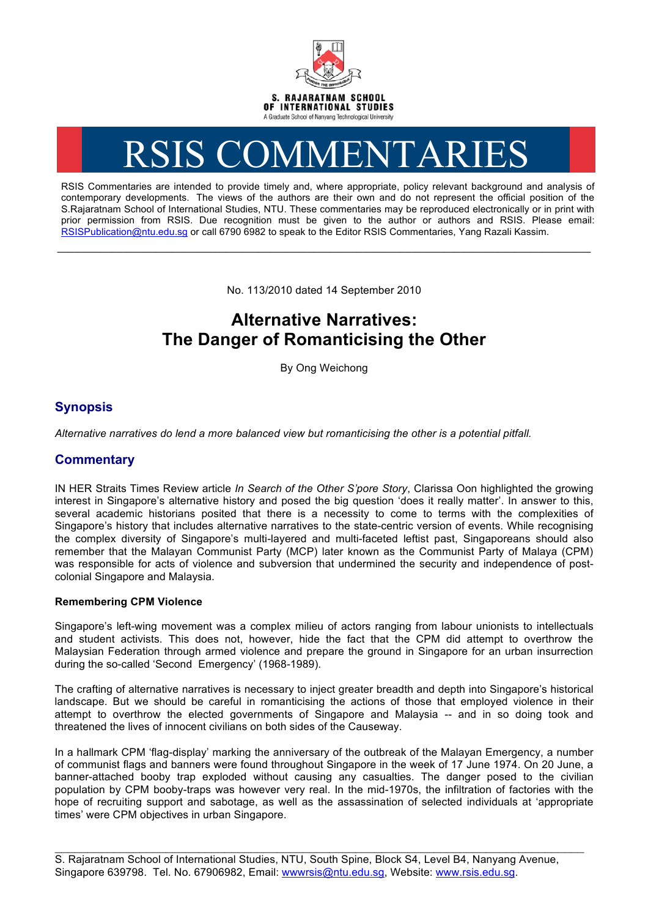S. RAJARATNAM SCHOOL OF INTERNATIONAL STUDIES
A Graduate School of Nanyang Technological University

# RSIS COMMENTARIES

RSIS Commentaries are intended to provide timely and, where appropriate, policy relevant background and analysis of contemporary developments. The views of the authors are their own and do not represent the official position of the S.Rajaratnam School of International Studies, NTU. These commentaries may be reproduced electronically or in print with prior permission from RSIS. Due recognition must be given to the author or authors and RSIS. Please email: RSISPublication@ntu.edu.sg or call 6790 6982 to speak to the Editor RSIS Commentaries, Yang Razali Kassim.

---

No. 113/2010 dated 14 September 2010

## Alternative Narratives: The Danger of Romanticising the Other

By Ong Weichong

### Synopsis

*Alternative narratives do lend a more balanced view but romanticising the other is a potential pitfall.*

### Commentary

IN HER Straits Times Review article *In Search of the Other S'pore Story*, Clarissa Oon highlighted the growing interest in Singapore's alternative history and posed the big question 'does it really matter'. In answer to this, several academic historians posited that there is a necessity to come to terms with the complexities of Singapore's history that includes alternative narratives to the state-centric version of events. While recognising the complex diversity of Singapore's multi-layered and multi-faceted leftist past, Singaporeans should also remember that the Malayan Communist Party (MCP) later known as the Communist Party of Malaya (CPM) was responsible for acts of violence and subversion that undermined the security and independence of post-colonial Singapore and Malaysia.

**Remembering CPM Violence**

Singapore's left-wing movement was a complex milieu of actors ranging from labour unionists to intellectuals and student activists. This does not, however, hide the fact that the CPM did attempt to overthrow the Malaysian Federation through armed violence and prepare the ground in Singapore for an urban insurrection during the so-called 'Second Emergency' (1968-1989).

The crafting of alternative narratives is necessary to inject greater breadth and depth into Singapore's historical landscape. But we should be careful in romanticising the actions of those that employed violence in their attempt to overthrow the elected governments of Singapore and Malaysia -- and in so doing took and threatened the lives of innocent civilians on both sides of the Causeway.

In a hallmark CPM 'flag-display' marking the anniversary of the outbreak of the Malayan Emergency, a number of communist flags and banners were found throughout Singapore in the week of 17 June 1974. On 20 June, a banner-attached booby trap exploded without causing any casualties. The danger posed to the civilian population by CPM booby-traps was however very real. In the mid-1970s, the infiltration of factories with the hope of recruiting support and sabotage, as well as the assassination of selected individuals at 'appropriate times' were CPM objectives in urban Singapore.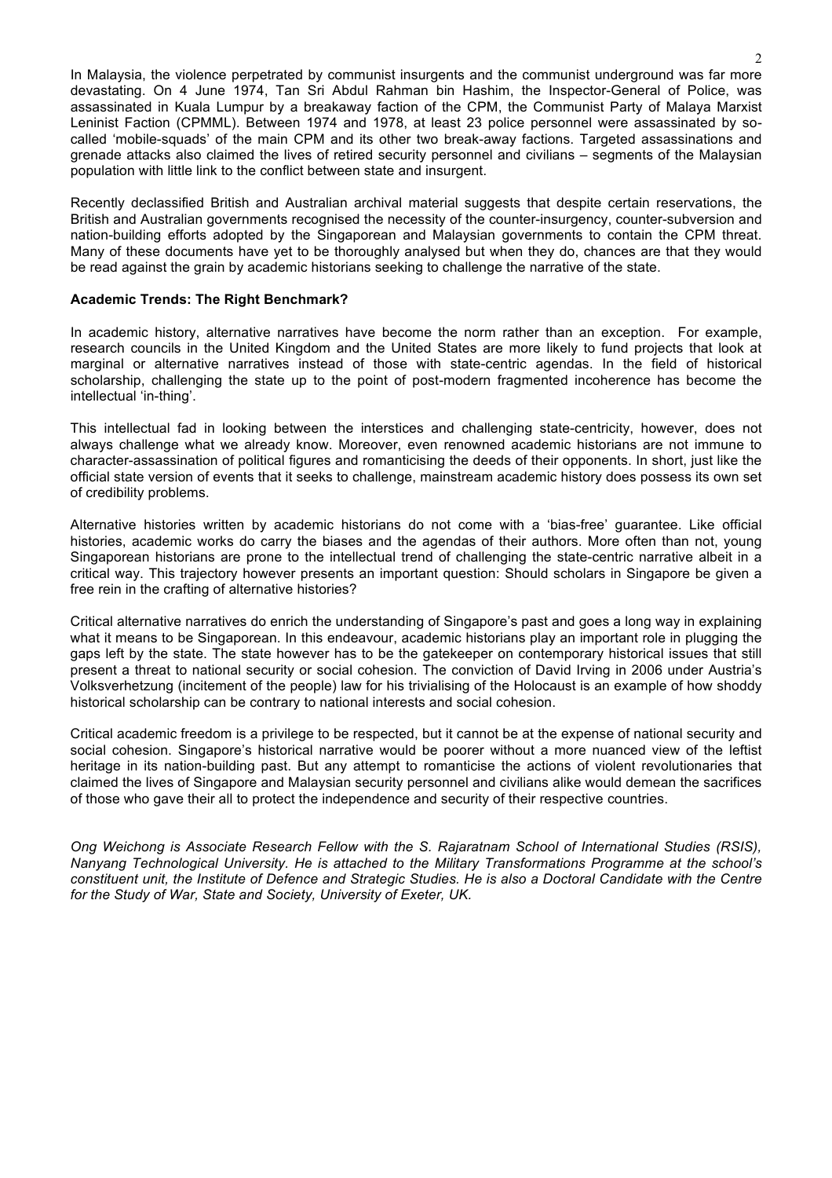In Malaysia, the violence perpetrated by communist insurgents and the communist underground was far more devastating. On 4 June 1974, Tan Sri Abdul Rahman bin Hashim, the Inspector-General of Police, was assassinated in Kuala Lumpur by a breakaway faction of the CPM, the Communist Party of Malaya Marxist Leninist Faction (CPMML). Between 1974 and 1978, at least 23 police personnel were assassinated by so-called 'mobile-squads' of the main CPM and its other two break-away factions. Targeted assassinations and grenade attacks also claimed the lives of retired security personnel and civilians – segments of the Malaysian population with little link to the conflict between state and insurgent.

Recently declassified British and Australian archival material suggests that despite certain reservations, the British and Australian governments recognised the necessity of the counter-insurgency, counter-subversion and nation-building efforts adopted by the Singaporean and Malaysian governments to contain the CPM threat. Many of these documents have yet to be thoroughly analysed but when they do, chances are that they would be read against the grain by academic historians seeking to challenge the narrative of the state.

**Academic Trends: The Right Benchmark?**

In academic history, alternative narratives have become the norm rather than an exception. For example, research councils in the United Kingdom and the United States are more likely to fund projects that look at marginal or alternative narratives instead of those with state-centric agendas. In the field of historical scholarship, challenging the state up to the point of post-modern fragmented incoherence has become the intellectual 'in-thing'.

This intellectual fad in looking between the interstices and challenging state-centricity, however, does not always challenge what we already know. Moreover, even renowned academic historians are not immune to character-assassination of political figures and romanticising the deeds of their opponents. In short, just like the official state version of events that it seeks to challenge, mainstream academic history does possess its own set of credibility problems.

Alternative histories written by academic historians do not come with a 'bias-free' guarantee. Like official histories, academic works do carry the biases and the agendas of their authors. More often than not, young Singaporean historians are prone to the intellectual trend of challenging the state-centric narrative albeit in a critical way. This trajectory however presents an important question: Should scholars in Singapore be given a free rein in the crafting of alternative histories?

Critical alternative narratives do enrich the understanding of Singapore's past and goes a long way in explaining what it means to be Singaporean. In this endeavour, academic historians play an important role in plugging the gaps left by the state. The state however has to be the gatekeeper on contemporary historical issues that still present a threat to national security or social cohesion. The conviction of David Irving in 2006 under Austria's Volksverhetzung (incitement of the people) law for his trivialising of the Holocaust is an example of how shoddy historical scholarship can be contrary to national interests and social cohesion.

Critical academic freedom is a privilege to be respected, but it cannot be at the expense of national security and social cohesion. Singapore's historical narrative would be poorer without a more nuanced view of the leftist heritage in its nation-building past. But any attempt to romanticise the actions of violent revolutionaries that claimed the lives of Singapore and Malaysian security personnel and civilians alike would demean the sacrifices of those who gave their all to protect the independence and security of their respective countries.

*Ong Weichong is Associate Research Fellow with the S. Rajaratnam School of International Studies (RSIS), Nanyang Technological University. He is attached to the Military Transformations Programme at the school's constituent unit, the Institute of Defence and Strategic Studies. He is also a Doctoral Candidate with the Centre for the Study of War, State and Society, University of Exeter, UK.*